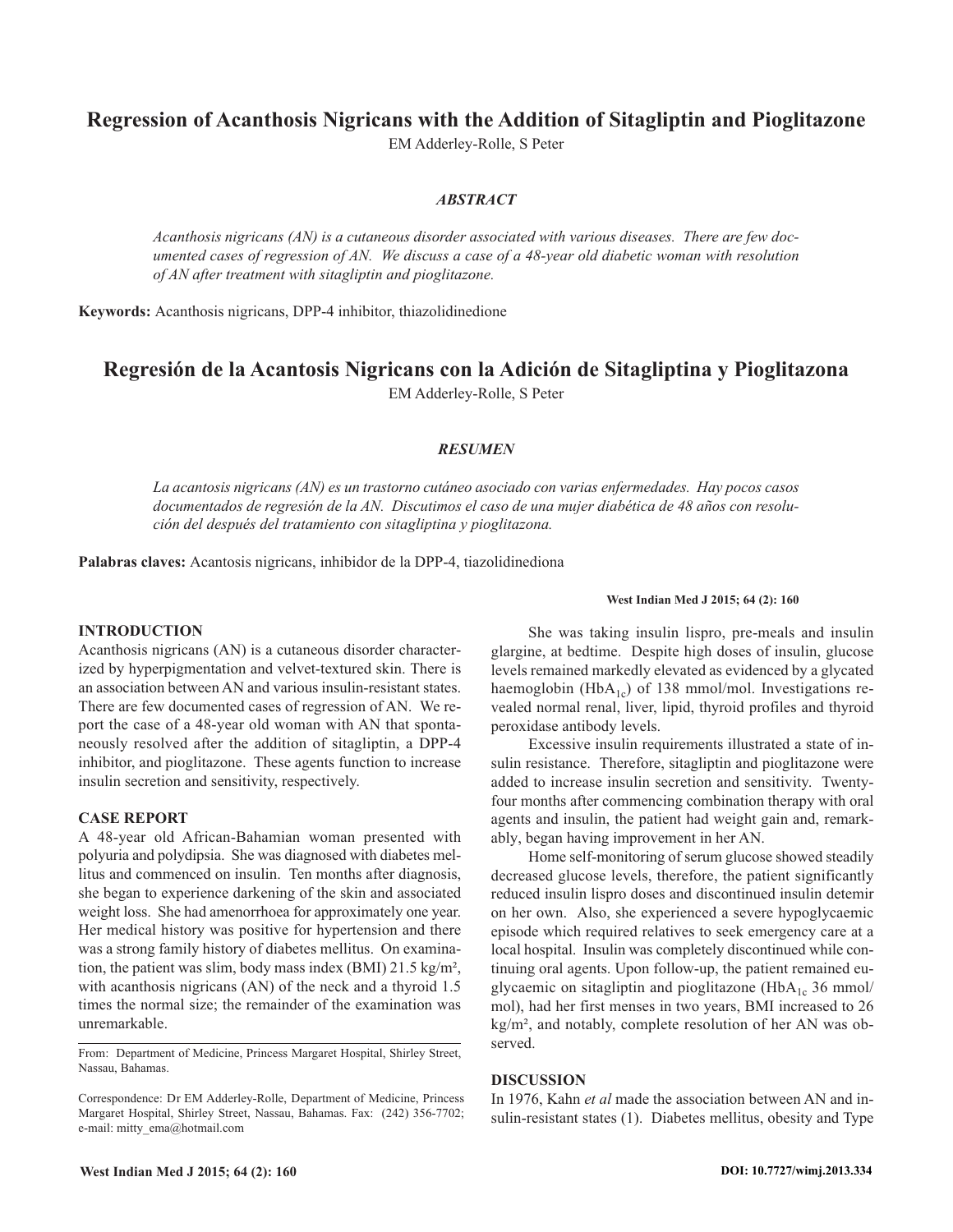# Regression of Acanthosis Nigricans with the Addition of Sitagliptin and Pioglitazone

EM Adderley-Rolle, S Peter

### *ABSTRACT*

*Acanthosis nigricans (AN) is a cutaneous disorder associated with various diseases. There are few documented cases of regression of AN. We discuss a case of a 48-year old diabetic woman with resolution of AN after treatment with sitagliptin and pioglitazone.*

**Keywords:** Acanthosis nigricans, DPP-4 inhibitor, thiazolidinedione

# Regresión de la Acantosis Nigricans con la Adición de Sitagliptina y Pioglitazona

EM Adderley-Rolle, S Peter

### *RESUMEN*

*La acantosis nigricans (AN) es un trastorno cutáneo asociado con varias enfermedades. Hay pocos casos documentados de regresión de la AN. Discutimos el caso de una mujer diabética de 48 años con resolución del después del tratamiento con sitagliptina y pioglitazona.*

**Palabras claves:** Acantosis nigricans, inhibidor de la DPP-4, tiazolidinediona

## INTRODUCTION

Acanthosis nigricans (AN) is a cutaneous disorder characterized by hyperpigmentation and velvet-textured skin. There is an association between AN and various insulin-resistant states. There are few documented cases of regression of AN. We report the case of a 48-year old woman with AN that spontaneously resolved after the addition of sitagliptin, a DPP-4 inhibitor, and pioglitazone. These agents function to increase insulin secretion and sensitivity, respectively.

## CASE REPORT

A 48-year old African-Bahamian woman presented with polyuria and polydipsia. She was diagnosed with diabetes mellitus and commenced on insulin. Ten months after diagnosis, she began to experience darkening of the skin and associated weight loss. She had amenorrhoea for approximately one year. Her medical history was positive for hypertension and there was a strong family history of diabetes mellitus. On examination, the patient was slim, body mass index (BMI) 21.5 kg/m², with acanthosis nigricans (AN) of the neck and a thyroid 1.5 times the normal size; the remainder of the examination was unremarkable.

She was taking insulin lispro, pre-meals and insulin glargine, at bedtime. Despite high doses of insulin, glucose levels remained markedly elevated as evidenced by a glycated haemoglobin ($HbA_{1c}$) of 138 mmol/mol. Investigations revealed normal renal, liver, lipid, thyroid profiles and thyroid peroxidase antibody levels.

Excessive insulin requirements illustrated a state of insulin resistance. Therefore, sitagliptin and pioglitazone were added to increase insulin secretion and sensitivity. Twenty-four months after commencing combination therapy with oral agents and insulin, the patient had weight gain and, remarkably, began having improvement in her AN.

Home self-monitoring of serum glucose showed steadily decreased glucose levels, therefore, the patient significantly reduced insulin lispro doses and discontinued insulin detemir on her own. Also, she experienced a severe hypoglycaemic episode which required relatives to seek emergency care at a local hospital. Insulin was completely discontinued while continuing oral agents. Upon follow-up, the patient remained euglycaemic on sitagliptin and pioglitazone ($HbA_{1c}$ 36 mmol/mol), had her first menses in two years, BMI increased to 26 kg/m², and notably, complete resolution of her AN was observed.

## DISCUSSION

In 1976, Kahn *et al* made the association between AN and insulin-resistant states (1). Diabetes mellitus, obesity and Type

From: Department of Medicine, Princess Margaret Hospital, Shirley Street, Nassau, Bahamas.

Correspondence: Dr EM Adderley-Rolle, Department of Medicine, Princess Margaret Hospital, Shirley Street, Nassau, Bahamas. Fax: (242) 356-7702; e-mail: mitty_ema@hotmail.com

DOI: 10.7727/wimj.2013.334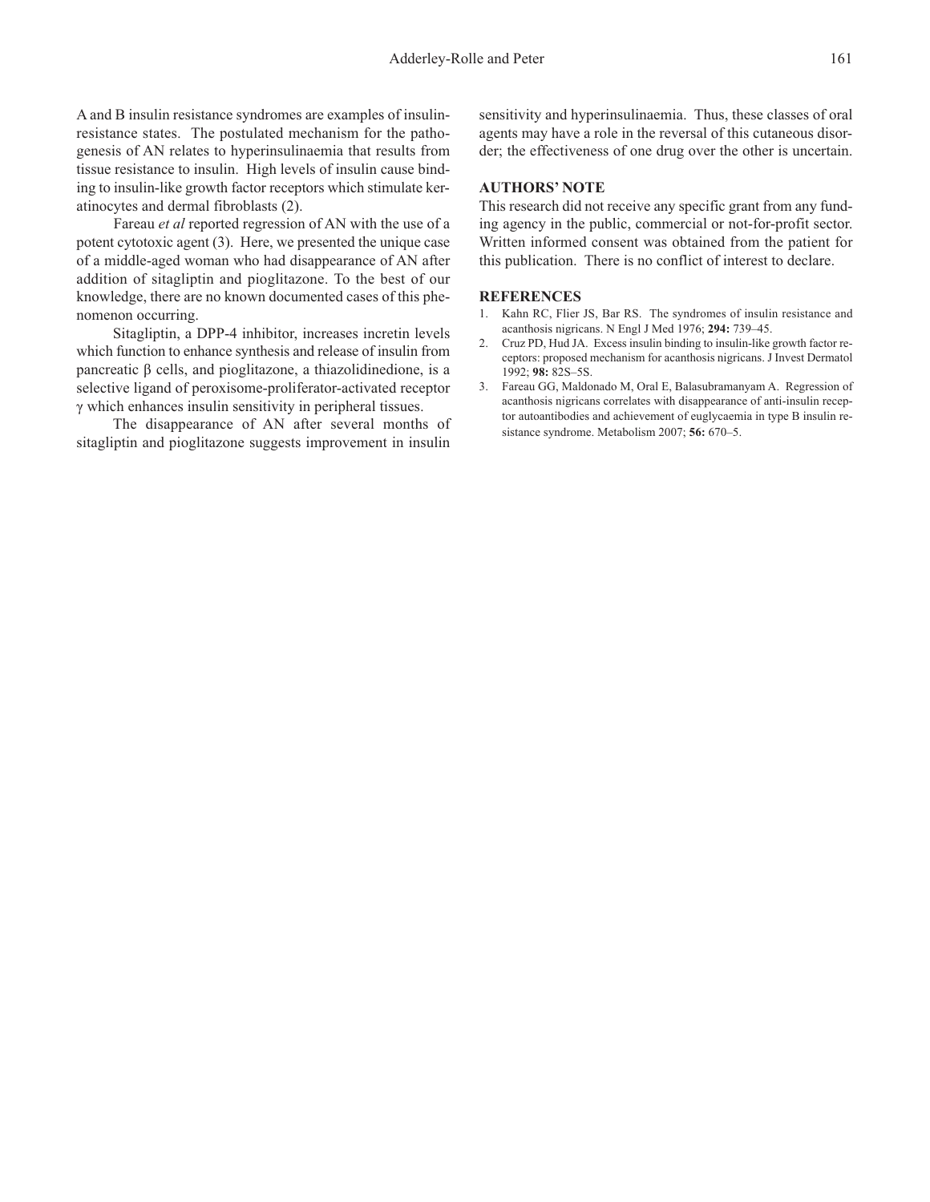A and B insulin resistance syndromes are examples of insulin-resistance states. The postulated mechanism for the pathogenesis of AN relates to hyperinsulinaemia that results from tissue resistance to insulin. High levels of insulin cause binding to insulin-like growth factor receptors which stimulate keratinocytes and dermal fibroblasts (2).

Fareau *et al* reported regression of AN with the use of a potent cytotoxic agent (3). Here, we presented the unique case of a middle-aged woman who had disappearance of AN after addition of sitagliptin and pioglitazone. To the best of our knowledge, there are no known documented cases of this phenomenon occurring.

Sitagliptin, a DPP-4 inhibitor, increases incretin levels which function to enhance synthesis and release of insulin from pancreatic β cells, and pioglitazone, a thiazolidinedione, is a selective ligand of peroxisome-proliferator-activated receptor γ which enhances insulin sensitivity in peripheral tissues.

The disappearance of AN after several months of sitagliptin and pioglitazone suggests improvement in insulin sensitivity and hyperinsulinaemia. Thus, these classes of oral agents may have a role in the reversal of this cutaneous disorder; the effectiveness of one drug over the other is uncertain.

## AUTHORS' NOTE

This research did not receive any specific grant from any funding agency in the public, commercial or not-for-profit sector. Written informed consent was obtained from the patient for this publication. There is no conflict of interest to declare.

## REFERENCES

1. Kahn RC, Flier JS, Bar RS. The syndromes of insulin resistance and acanthosis nigricans. N Engl J Med 1976; **294:** 739–45.
2. Cruz PD, Hud JA. Excess insulin binding to insulin-like growth factor receptors: proposed mechanism for acanthosis nigricans. J Invest Dermatol 1992; **98:** 82S–5S.
3. Fareau GG, Maldonado M, Oral E, Balasubramanyam A. Regression of acanthosis nigricans correlates with disappearance of anti-insulin receptor autoantibodies and achievement of euglycaemia in type B insulin resistance syndrome. Metabolism 2007; **56:** 670–5.